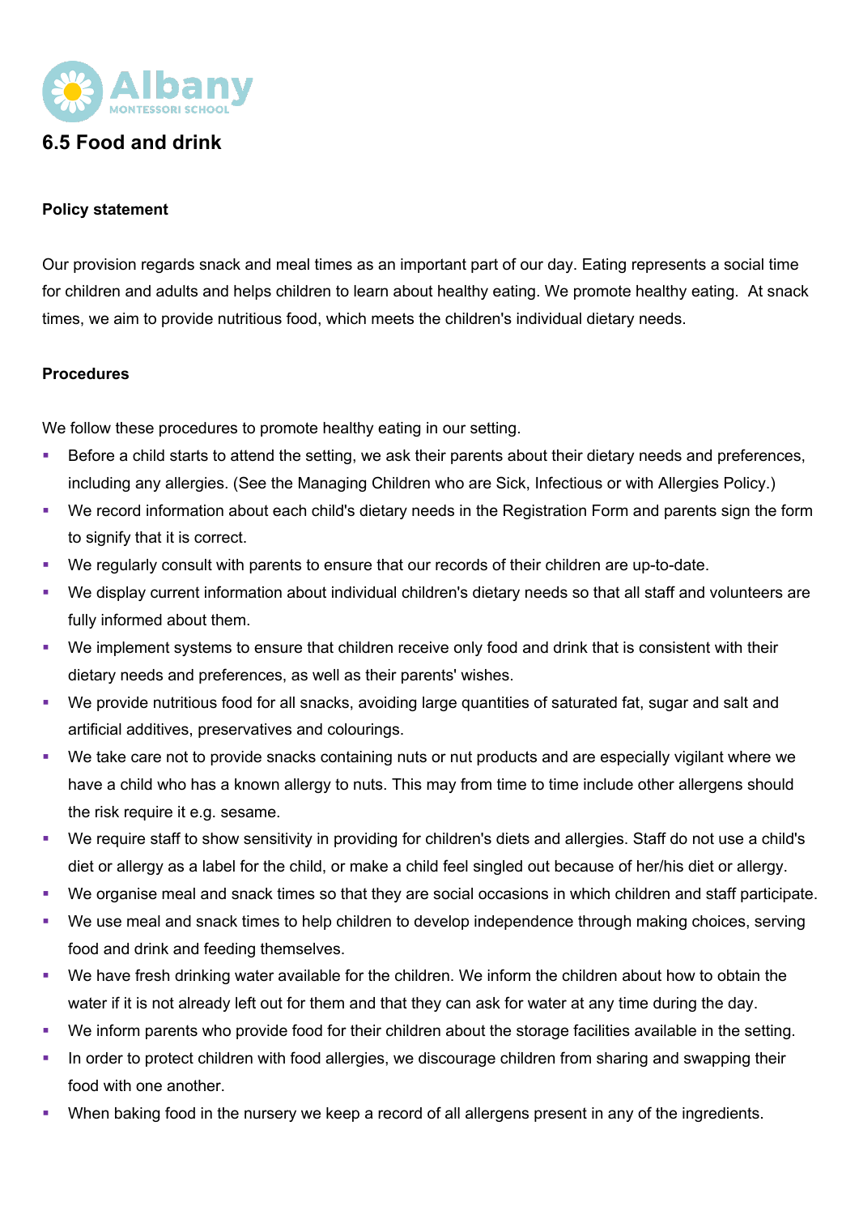# 6.5 Food and drink

**Policy statement**

Our provision regards snack and meal times as an important part of our day. Eating represents a social time for children and adults and helps children to learn about healthy eating. We promote healthy eating. At snack times, we aim to provide nutritious food, which meets the children's individual dietary needs.

**Procedures**

We follow these procedures to promote healthy eating in our setting.

- Before a child starts to attend the setting, we ask their parents about their dietary needs and preferences, including any allergies. (See the Managing Children who are Sick, Infectious or with Allergies Policy.)
- We record information about each child's dietary needs in the Registration Form and parents sign the form to signify that it is correct.
- We regularly consult with parents to ensure that our records of their children are up-to-date.
- We display current information about individual children's dietary needs so that all staff and volunteers are fully informed about them.
- We implement systems to ensure that children receive only food and drink that is consistent with their dietary needs and preferences, as well as their parents' wishes.
- We provide nutritious food for all snacks, avoiding large quantities of saturated fat, sugar and salt and artificial additives, preservatives and colourings.
- We take care not to provide snacks containing nuts or nut products and are especially vigilant where we have a child who has a known allergy to nuts. This may from time to time include other allergens should the risk require it e.g. sesame.
- We require staff to show sensitivity in providing for children's diets and allergies. Staff do not use a child's diet or allergy as a label for the child, or make a child feel singled out because of her/his diet or allergy.
- We organise meal and snack times so that they are social occasions in which children and staff participate.
- We use meal and snack times to help children to develop independence through making choices, serving food and drink and feeding themselves.
- We have fresh drinking water available for the children. We inform the children about how to obtain the water if it is not already left out for them and that they can ask for water at any time during the day.
- We inform parents who provide food for their children about the storage facilities available in the setting.
- In order to protect children with food allergies, we discourage children from sharing and swapping their food with one another.
- When baking food in the nursery we keep a record of all allergens present in any of the ingredients.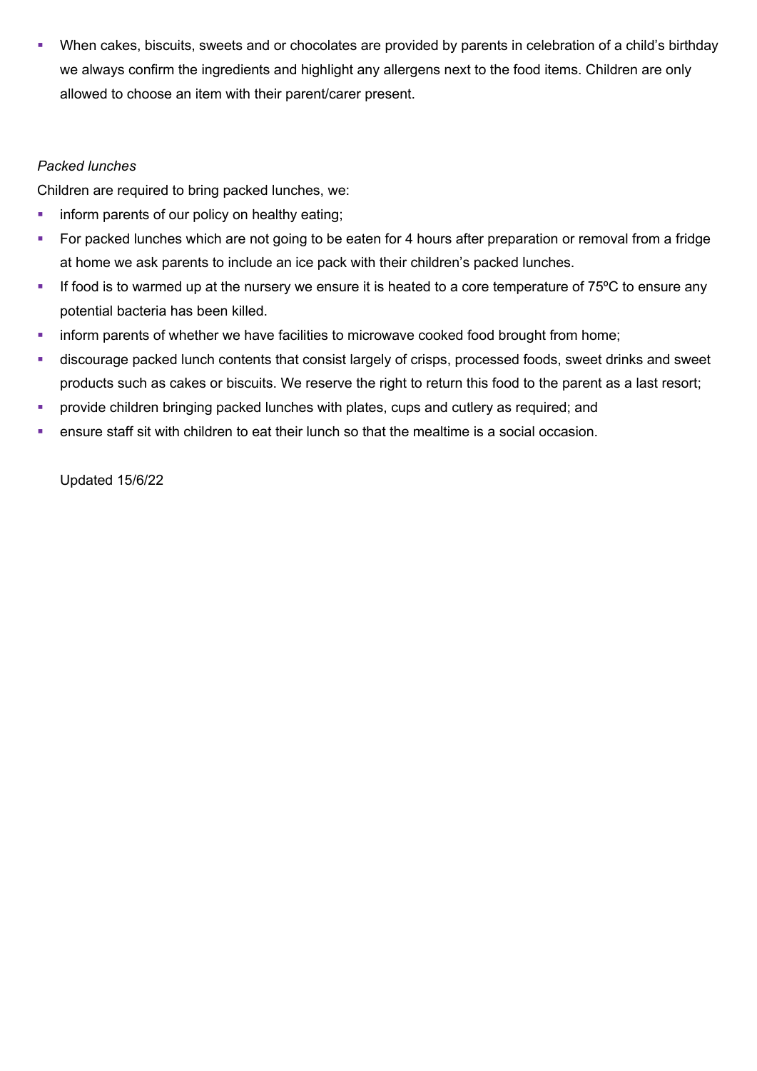- When cakes, biscuits, sweets and or chocolates are provided by parents in celebration of a child's birthday we always confirm the ingredients and highlight any allergens next to the food items. Children are only allowed to choose an item with their parent/carer present.

*Packed lunches*

Children are required to bring packed lunches, we:

- inform parents of our policy on healthy eating;
- For packed lunches which are not going to be eaten for 4 hours after preparation or removal from a fridge at home we ask parents to include an ice pack with their children's packed lunches.
- If food is to warmed up at the nursery we ensure it is heated to a core temperature of 75ºC to ensure any potential bacteria has been killed.
- inform parents of whether we have facilities to microwave cooked food brought from home;
- discourage packed lunch contents that consist largely of crisps, processed foods, sweet drinks and sweet products such as cakes or biscuits. We reserve the right to return this food to the parent as a last resort;
- provide children bringing packed lunches with plates, cups and cutlery as required; and
- ensure staff sit with children to eat their lunch so that the mealtime is a social occasion.

Updated 15/6/22